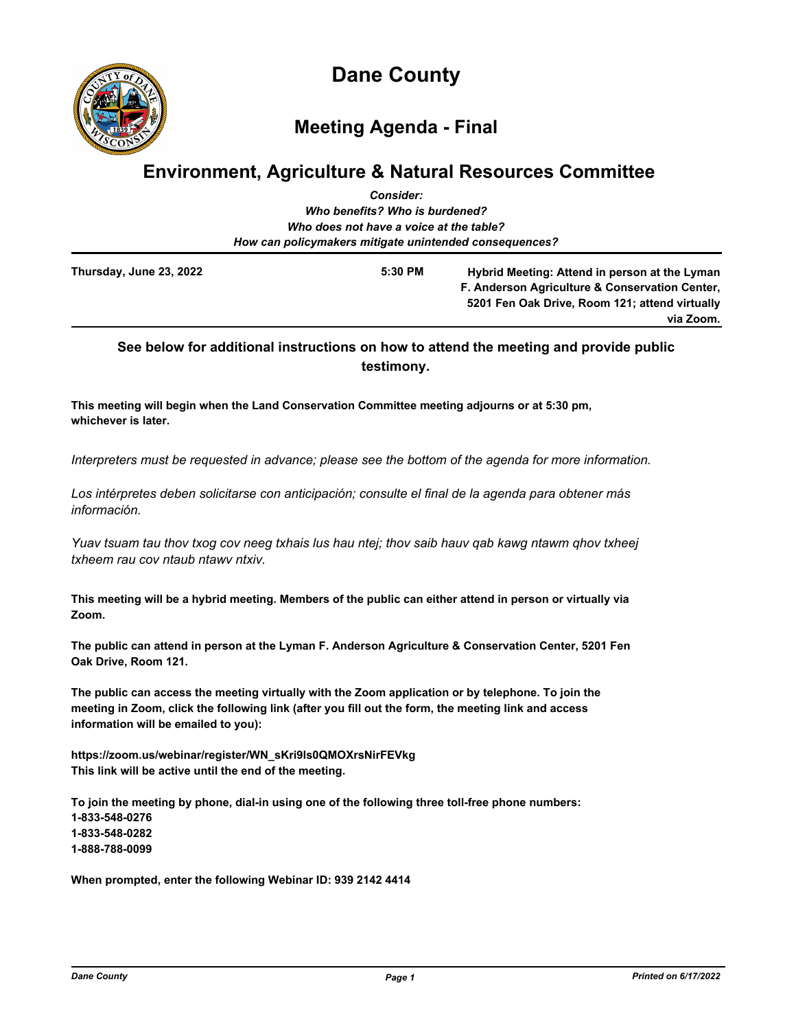# Dane County

## Meeting Agenda - Final

## Environment, Agriculture & Natural Resources Committee

*Consider:*
*Who benefits? Who is burdened?*
*Who does not have a voice at the table?*
*How can policymakers mitigate unintended consequences?*

**Thursday, June 23, 2022** **5:30 PM** **Hybrid Meeting: Attend in person at the Lyman F. Anderson Agriculture & Conservation Center, 5201 Fen Oak Drive, Room 121; attend virtually via Zoom.**

**See below for additional instructions on how to attend the meeting and provide public testimony.**

**This meeting will begin when the Land Conservation Committee meeting adjourns or at 5:30 pm, whichever is later.**

*Interpreters must be requested in advance; please see the bottom of the agenda for more information.*

*Los intérpretes deben solicitarse con anticipación; consulte el final de la agenda para obtener más información.*

*Yuav tsuam tau thov txog cov neeg txhais lus hau ntej; thov saib hauv qab kawg ntawm qhov txheej txheem rau cov ntaub ntawv ntxiv.*

**This meeting will be a hybrid meeting. Members of the public can either attend in person or virtually via Zoom.**

**The public can attend in person at the Lyman F. Anderson Agriculture & Conservation Center, 5201 Fen Oak Drive, Room 121.**

**The public can access the meeting virtually with the Zoom application or by telephone. To join the meeting in Zoom, click the following link (after you fill out the form, the meeting link and access information will be emailed to you):**

**https://zoom.us/webinar/register/WN_sKri9ls0QMOXrsNirFEVkg**
**This link will be active until the end of the meeting.**

**To join the meeting by phone, dial-in using one of the following three toll-free phone numbers:**
**1-833-548-0276**
**1-833-548-0282**
**1-888-788-0099**

**When prompted, enter the following Webinar ID: 939 2142 4414**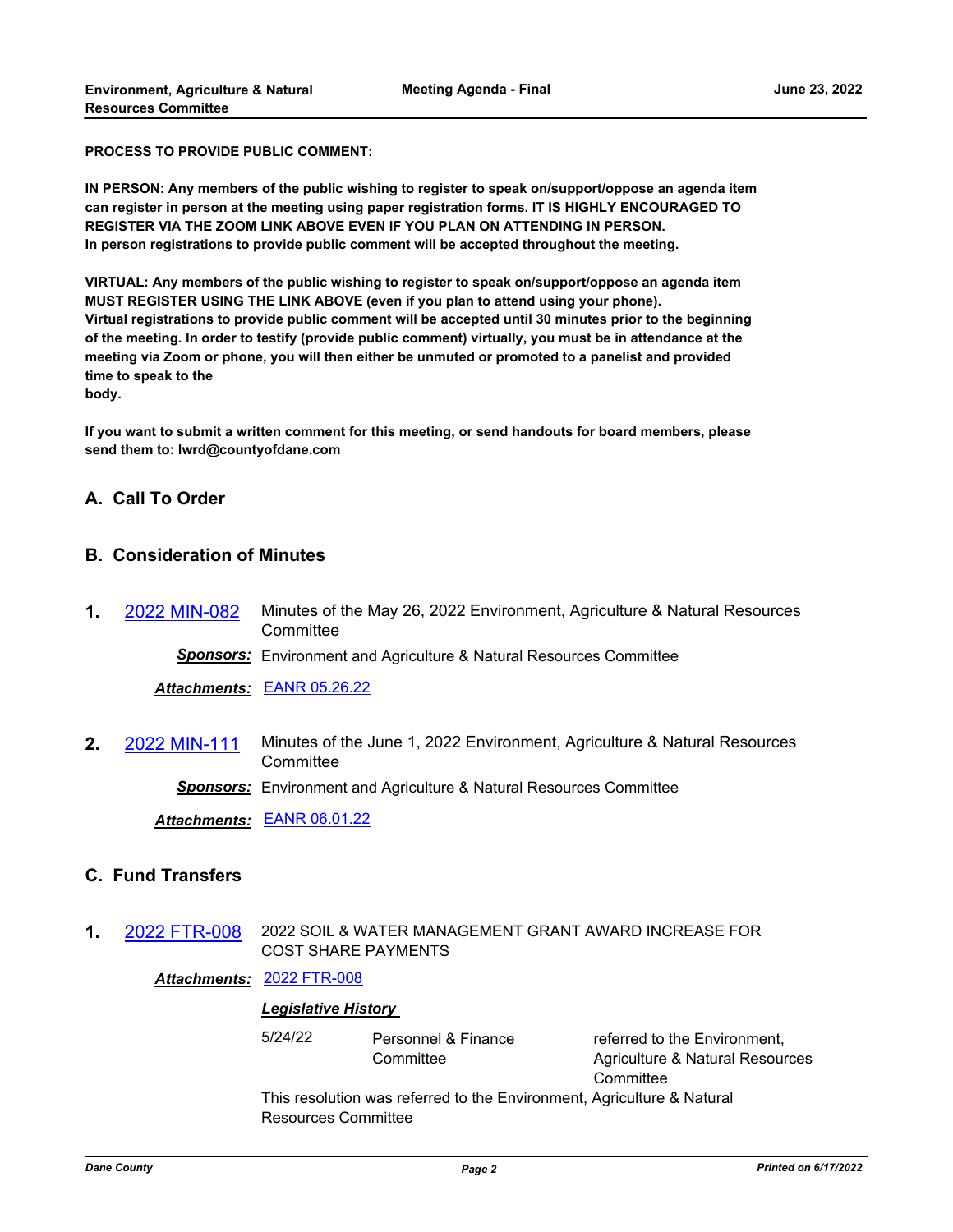**PROCESS TO PROVIDE PUBLIC COMMENT:**

**IN PERSON: Any members of the public wishing to register to speak on/support/oppose an agenda item can register in person at the meeting using paper registration forms. IT IS HIGHLY ENCOURAGED TO REGISTER VIA THE ZOOM LINK ABOVE EVEN IF YOU PLAN ON ATTENDING IN PERSON.**
**In person registrations to provide public comment will be accepted throughout the meeting.**

**VIRTUAL: Any members of the public wishing to register to speak on/support/oppose an agenda item MUST REGISTER USING THE LINK ABOVE (even if you plan to attend using your phone).**
**Virtual registrations to provide public comment will be accepted until 30 minutes prior to the beginning of the meeting. In order to testify (provide public comment) virtually, you must be in attendance at the meeting via Zoom or phone, you will then either be unmuted or promoted to a panelist and provided time to speak to the**
**body.**

**If you want to submit a written comment for this meeting, or send handouts for board members, please send them to: lwrd@countyofdane.com**

## A. Call To Order

## B. Consideration of Minutes

**1.** 2022 MIN-082 Minutes of the May 26, 2022 Environment, Agriculture & Natural Resources Committee

***Sponsors:*** Environment and Agriculture & Natural Resources Committee

***Attachments:*** EANR 05.26.22

**2.** 2022 MIN-111 Minutes of the June 1, 2022 Environment, Agriculture & Natural Resources Committee

***Sponsors:*** Environment and Agriculture & Natural Resources Committee

***Attachments:*** EANR 06.01.22

## C. Fund Transfers

**1.** 2022 FTR-008 2022 SOIL & WATER MANAGEMENT GRANT AWARD INCREASE FOR COST SHARE PAYMENTS

***Attachments:*** 2022 FTR-008

***Legislative History***

5/24/22 Personnel & Finance Committee referred to the Environment, Agriculture & Natural Resources Committee

This resolution was referred to the Environment, Agriculture & Natural Resources Committee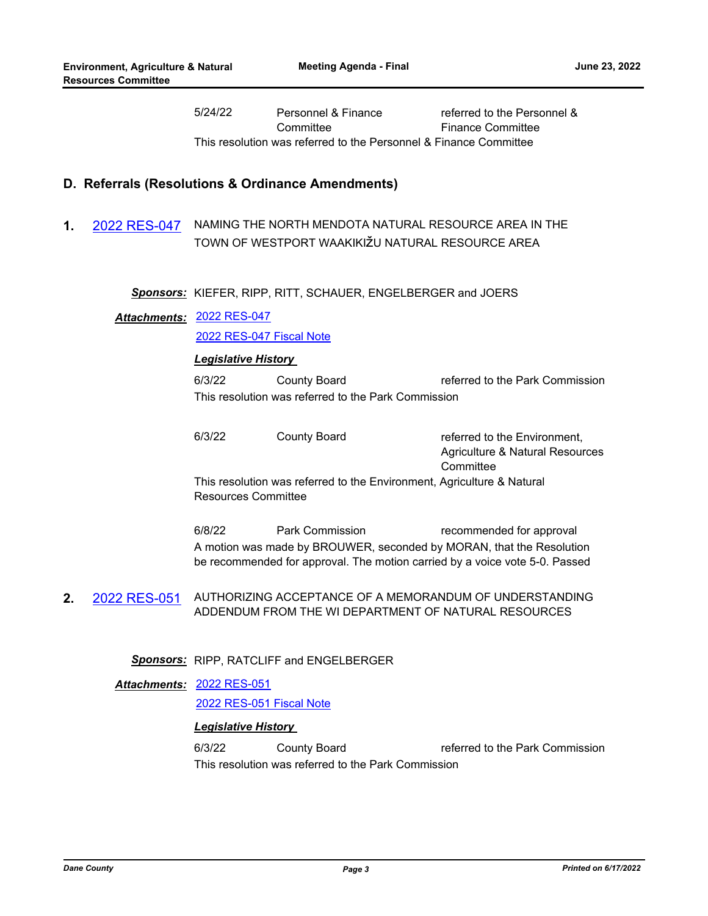5/24/22 Personnel & Finance Committee referred to the Personnel & Finance Committee

This resolution was referred to the Personnel & Finance Committee

## D. Referrals (Resolutions & Ordinance Amendments)

**1.** 2022 RES-047 NAMING THE NORTH MENDOTA NATURAL RESOURCE AREA IN THE TOWN OF WESTPORT WAAKIKIŽU NATURAL RESOURCE AREA

***Sponsors:*** KIEFER, RIPP, RITT, SCHAUER, ENGELBERGER and JOERS

***Attachments:*** 2022 RES-047

2022 RES-047 Fiscal Note

***Legislative History***

6/3/22 County Board referred to the Park Commission

This resolution was referred to the Park Commission

6/3/22 County Board referred to the Environment, Agriculture & Natural Resources Committee

This resolution was referred to the Environment, Agriculture & Natural Resources Committee

6/8/22 Park Commission recommended for approval

A motion was made by BROUWER, seconded by MORAN, that the Resolution be recommended for approval. The motion carried by a voice vote 5-0. Passed

**2.** 2022 RES-051 AUTHORIZING ACCEPTANCE OF A MEMORANDUM OF UNDERSTANDING ADDENDUM FROM THE WI DEPARTMENT OF NATURAL RESOURCES

***Sponsors:*** RIPP, RATCLIFF and ENGELBERGER

***Attachments:*** 2022 RES-051

2022 RES-051 Fiscal Note

***Legislative History***

6/3/22 County Board referred to the Park Commission

This resolution was referred to the Park Commission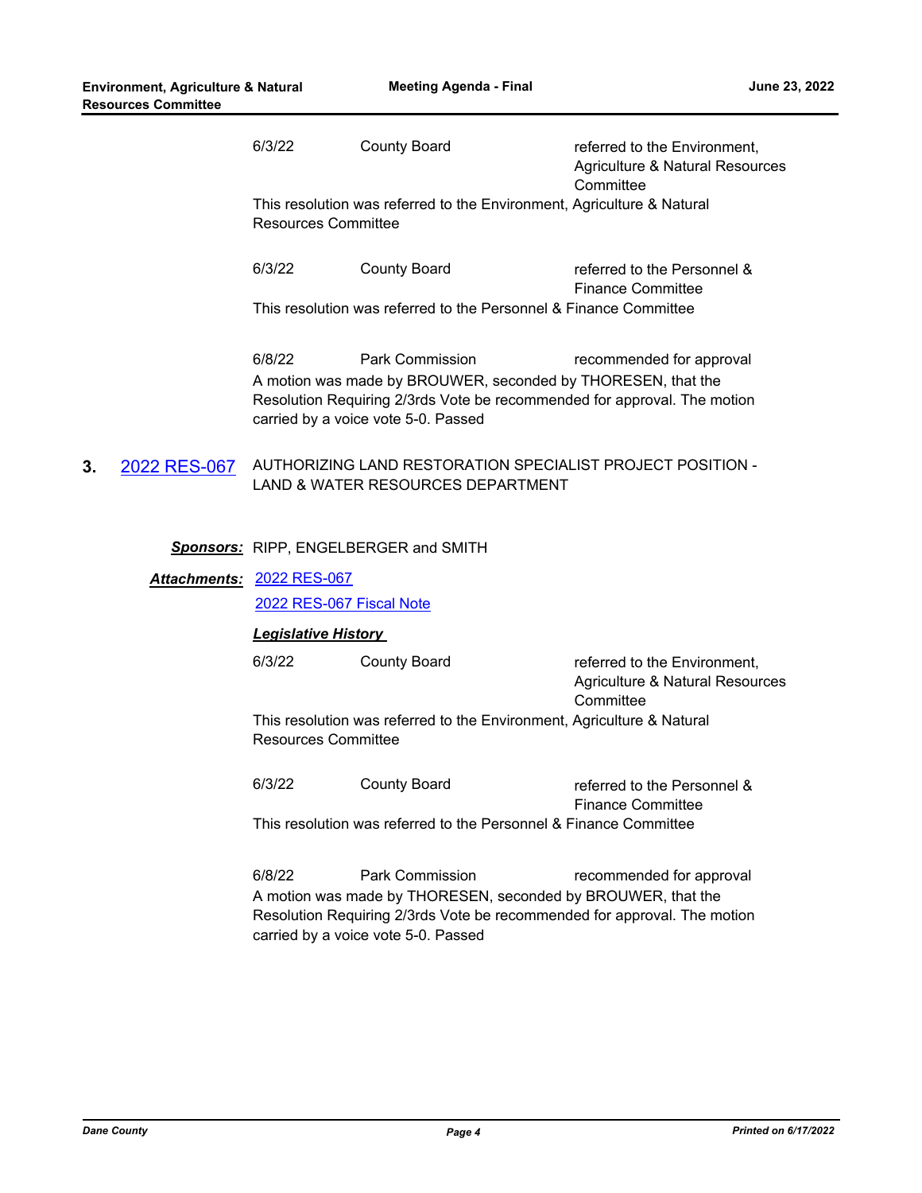6/3/22 County Board referred to the Environment, Agriculture & Natural Resources Committee

This resolution was referred to the Environment, Agriculture & Natural Resources Committee

6/3/22 County Board referred to the Personnel & Finance Committee

This resolution was referred to the Personnel & Finance Committee

6/8/22 Park Commission recommended for approval

A motion was made by BROUWER, seconded by THORESEN, that the Resolution Requiring 2/3rds Vote be recommended for approval. The motion carried by a voice vote 5-0. Passed

**3.** [2022 RES-067] AUTHORIZING LAND RESTORATION SPECIALIST PROJECT POSITION - LAND & WATER RESOURCES DEPARTMENT

***Sponsors:*** RIPP, ENGELBERGER and SMITH

***Attachments:*** [2022 RES-067]
[2022 RES-067 Fiscal Note]

***Legislative History***

6/3/22 County Board referred to the Environment, Agriculture & Natural Resources Committee

This resolution was referred to the Environment, Agriculture & Natural Resources Committee

6/3/22 County Board referred to the Personnel & Finance Committee

This resolution was referred to the Personnel & Finance Committee

6/8/22 Park Commission recommended for approval

A motion was made by THORESEN, seconded by BROUWER, that the Resolution Requiring 2/3rds Vote be recommended for approval. The motion carried by a voice vote 5-0. Passed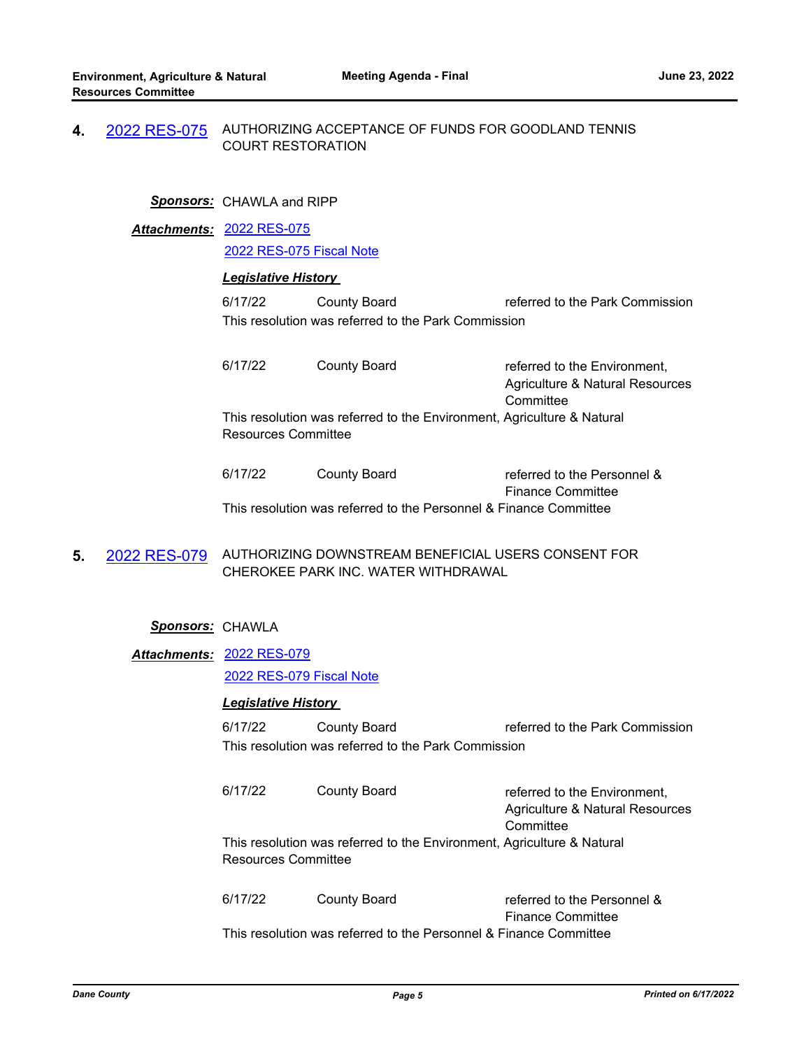**4.** [2022 RES-075] AUTHORIZING ACCEPTANCE OF FUNDS FOR GOODLAND TENNIS COURT RESTORATION

***Sponsors:*** CHAWLA and RIPP

***Attachments:*** 2022 RES-075
2022 RES-075 Fiscal Note

***Legislative History***

| | | |
|---|---|---|
| 6/17/22 | County Board | referred to the Park Commission |

This resolution was referred to the Park Commission

| | | |
|---|---|---|
| 6/17/22 | County Board | referred to the Environment, Agriculture & Natural Resources Committee |

This resolution was referred to the Environment, Agriculture & Natural Resources Committee

| | | |
|---|---|---|
| 6/17/22 | County Board | referred to the Personnel & Finance Committee |

This resolution was referred to the Personnel & Finance Committee

**5.** [2022 RES-079] AUTHORIZING DOWNSTREAM BENEFICIAL USERS CONSENT FOR CHEROKEE PARK INC. WATER WITHDRAWAL

***Sponsors:*** CHAWLA

***Attachments:*** 2022 RES-079
2022 RES-079 Fiscal Note

***Legislative History***

| | | |
|---|---|---|
| 6/17/22 | County Board | referred to the Park Commission |

This resolution was referred to the Park Commission

| | | |
|---|---|---|
| 6/17/22 | County Board | referred to the Environment, Agriculture & Natural Resources Committee |

This resolution was referred to the Environment, Agriculture & Natural Resources Committee

| | | |
|---|---|---|
| 6/17/22 | County Board | referred to the Personnel & Finance Committee |

This resolution was referred to the Personnel & Finance Committee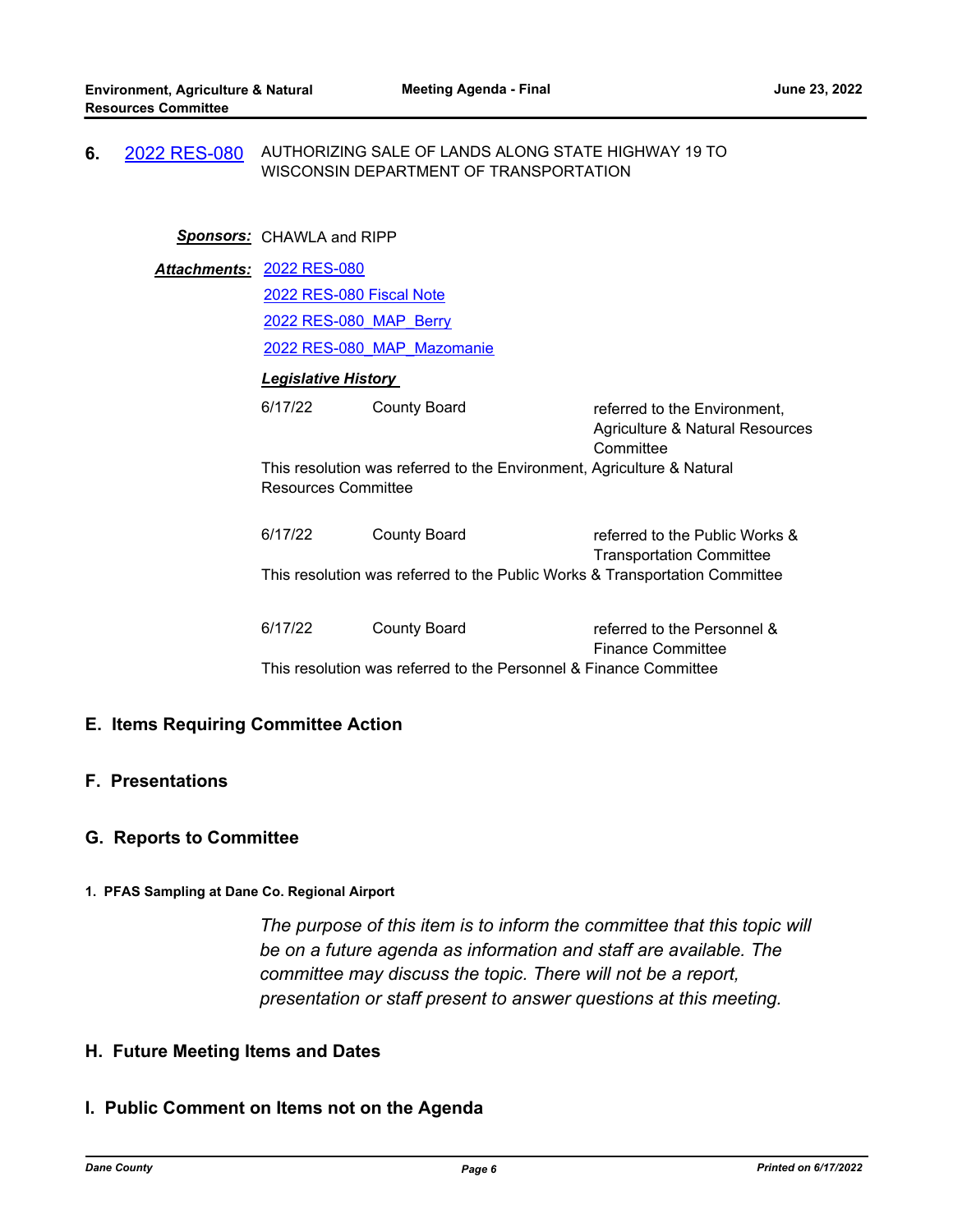**6.** 2022 RES-080 AUTHORIZING SALE OF LANDS ALONG STATE HIGHWAY 19 TO WISCONSIN DEPARTMENT OF TRANSPORTATION

***Sponsors:*** CHAWLA and RIPP

***Attachments:*** 2022 RES-080
2022 RES-080 Fiscal Note
2022 RES-080_MAP_Berry
2022 RES-080_MAP_Mazomanie

***Legislative History***

| | | |
|---|---|---|
| 6/17/22 | County Board | referred to the Environment, Agriculture & Natural Resources Committee |

This resolution was referred to the Environment, Agriculture & Natural Resources Committee

| | | |
|---|---|---|
| 6/17/22 | County Board | referred to the Public Works & Transportation Committee |

This resolution was referred to the Public Works & Transportation Committee

| | | |
|---|---|---|
| 6/17/22 | County Board | referred to the Personnel & Finance Committee |

This resolution was referred to the Personnel & Finance Committee

## E. Items Requiring Committee Action

## F. Presentations

## G. Reports to Committee

**1. PFAS Sampling at Dane Co. Regional Airport**

*The purpose of this item is to inform the committee that this topic will be on a future agenda as information and staff are available. The committee may discuss the topic. There will not be a report, presentation or staff present to answer questions at this meeting.*

## H. Future Meeting Items and Dates

## I. Public Comment on Items not on the Agenda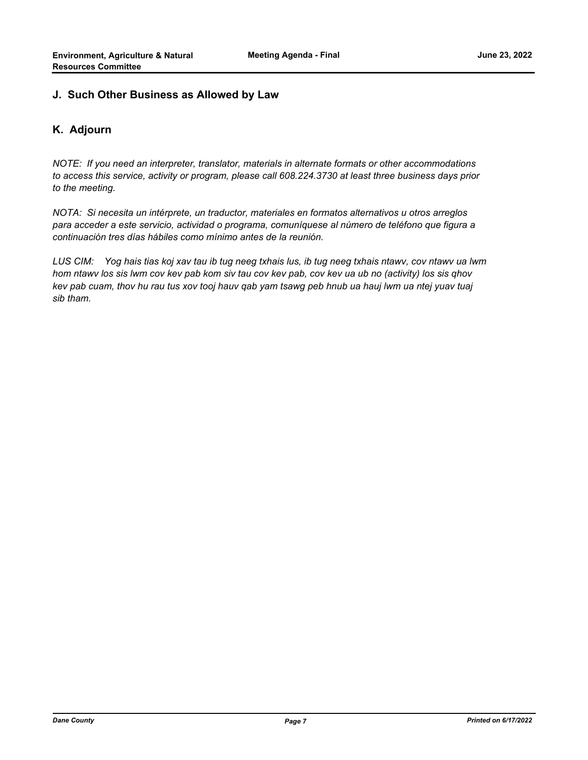## J. Such Other Business as Allowed by Law

## K. Adjourn

*NOTE: If you need an interpreter, translator, materials in alternate formats or other accommodations to access this service, activity or program, please call 608.224.3730 at least three business days prior to the meeting.*

*NOTA: Si necesita un intérprete, un traductor, materiales en formatos alternativos u otros arreglos para acceder a este servicio, actividad o programa, comuníquese al número de teléfono que figura a continuación tres días hábiles como mínimo antes de la reunión.*

*LUS CIM: Yog hais tias koj xav tau ib tug neeg txhais lus, ib tug neeg txhais ntawv, cov ntawv ua lwm hom ntawv los sis lwm cov kev pab kom siv tau cov kev pab, cov kev ua ub no (activity) los sis qhov kev pab cuam, thov hu rau tus xov tooj hauv qab yam tsawg peb hnub ua hauj lwm ua ntej yuav tuaj sib tham.*